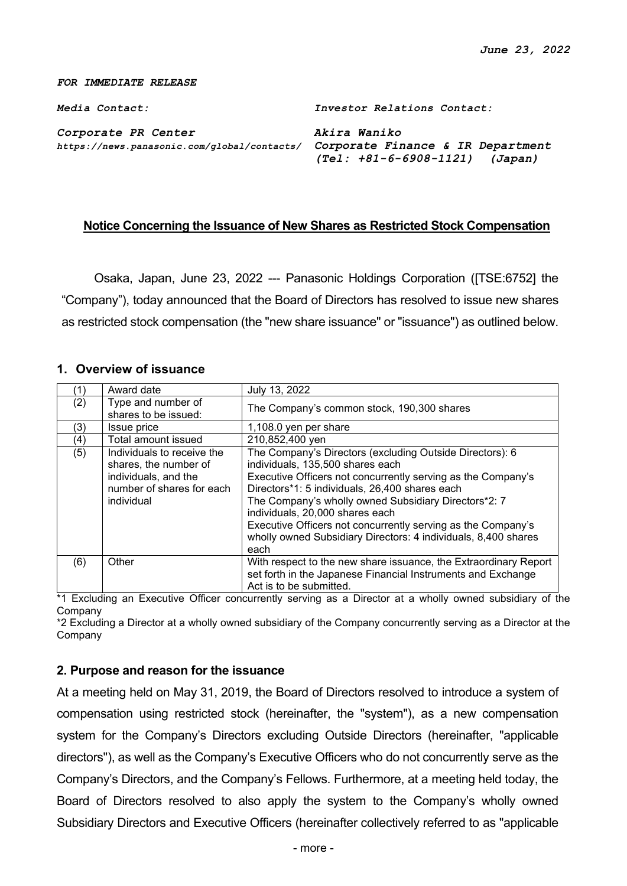*June 23, 2022*

***FOR IMMEDIATE RELEASE***

| *Media Contact:* | *Investor Relations Contact:* |
|---|---|
| ***Corporate PR Center*** | ***Akira Waniko*** |
| ***https://news.panasonic.com/global/contacts/*** | ***Corporate Finance & IR Department*** |
| | ***(Tel: +81-6-6908-1121) (Japan)*** |

## **Notice Concerning the Issuance of New Shares as Restricted Stock Compensation**

Osaka, Japan, June 23, 2022 --- Panasonic Holdings Corporation ([TSE:6752] the "Company"), today announced that the Board of Directors has resolved to issue new shares as restricted stock compensation (the "new share issuance" or "issuance") as outlined below.

### 1. Overview of issuance

| (1) | Award date | July 13, 2022 |
|---|---|---|
| (2) | Type and number of shares to be issued: | The Company's common stock, 190,300 shares |
| (3) | Issue price | 1,108.0 yen per share |
| (4) | Total amount issued | 210,852,400 yen |
| (5) | Individuals to receive the shares, the number of individuals, and the number of shares for each individual | The Company's Directors (excluding Outside Directors): 6 individuals, 135,500 shares each<br>Executive Officers not concurrently serving as the Company's Directors*1: 5 individuals, 26,400 shares each<br>The Company's wholly owned Subsidiary Directors*2: 7 individuals, 20,000 shares each<br>Executive Officers not concurrently serving as the Company's wholly owned Subsidiary Directors: 4 individuals, 8,400 shares each |
| (6) | Other | With respect to the new share issuance, the Extraordinary Report set forth in the Japanese Financial Instruments and Exchange Act is to be submitted. |

*1 Excluding an Executive Officer concurrently serving as a Director at a wholly owned subsidiary of the Company

*2 Excluding a Director at a wholly owned subsidiary of the Company concurrently serving as a Director at the Company

### 2. Purpose and reason for the issuance

At a meeting held on May 31, 2019, the Board of Directors resolved to introduce a system of compensation using restricted stock (hereinafter, the "system"), as a new compensation system for the Company's Directors excluding Outside Directors (hereinafter, "applicable directors"), as well as the Company's Executive Officers who do not concurrently serve as the Company's Directors, and the Company's Fellows. Furthermore, at a meeting held today, the Board of Directors resolved to also apply the system to the Company's wholly owned Subsidiary Directors and Executive Officers (hereinafter collectively referred to as "applicable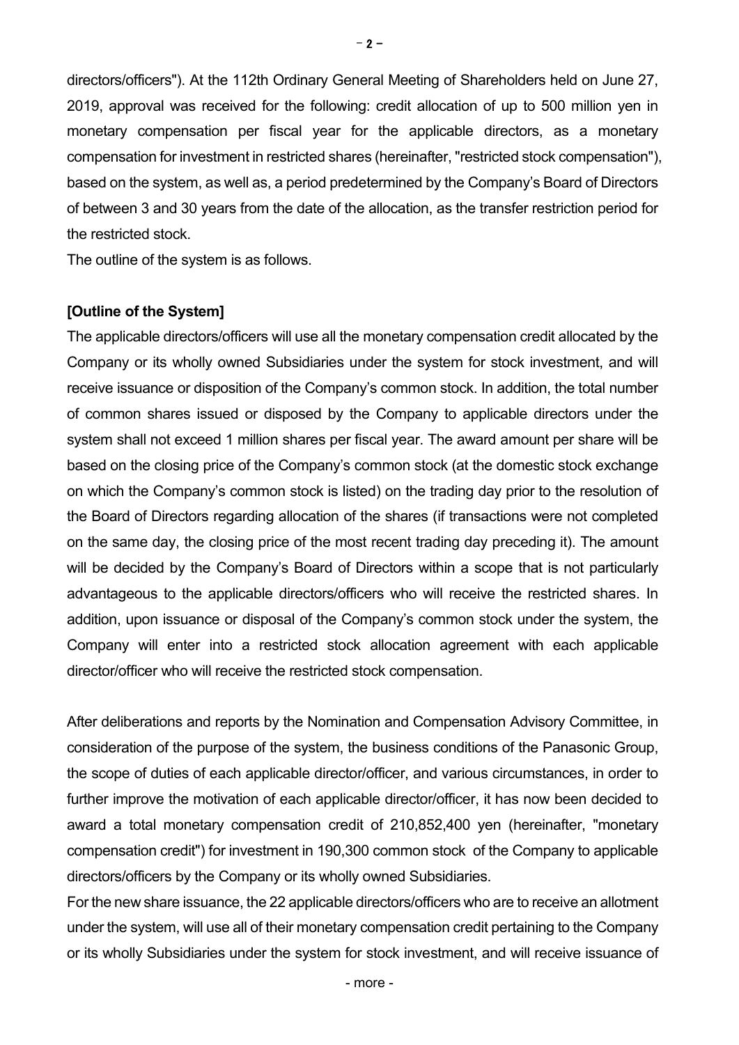directors/officers"). At the 112th Ordinary General Meeting of Shareholders held on June 27, 2019, approval was received for the following: credit allocation of up to 500 million yen in monetary compensation per fiscal year for the applicable directors, as a monetary compensation for investment in restricted shares (hereinafter, "restricted stock compensation"), based on the system, as well as, a period predetermined by the Company's Board of Directors of between 3 and 30 years from the date of the allocation, as the transfer restriction period for the restricted stock.

The outline of the system is as follows.

**[Outline of the System]**

The applicable directors/officers will use all the monetary compensation credit allocated by the Company or its wholly owned Subsidiaries under the system for stock investment, and will receive issuance or disposition of the Company's common stock. In addition, the total number of common shares issued or disposed by the Company to applicable directors under the system shall not exceed 1 million shares per fiscal year. The award amount per share will be based on the closing price of the Company's common stock (at the domestic stock exchange on which the Company's common stock is listed) on the trading day prior to the resolution of the Board of Directors regarding allocation of the shares (if transactions were not completed on the same day, the closing price of the most recent trading day preceding it). The amount will be decided by the Company's Board of Directors within a scope that is not particularly advantageous to the applicable directors/officers who will receive the restricted shares. In addition, upon issuance or disposal of the Company's common stock under the system, the Company will enter into a restricted stock allocation agreement with each applicable director/officer who will receive the restricted stock compensation.

After deliberations and reports by the Nomination and Compensation Advisory Committee, in consideration of the purpose of the system, the business conditions of the Panasonic Group, the scope of duties of each applicable director/officer, and various circumstances, in order to further improve the motivation of each applicable director/officer, it has now been decided to award a total monetary compensation credit of 210,852,400 yen (hereinafter, "monetary compensation credit") for investment in 190,300 common stock of the Company to applicable directors/officers by the Company or its wholly owned Subsidiaries.

For the new share issuance, the 22 applicable directors/officers who are to receive an allotment under the system, will use all of their monetary compensation credit pertaining to the Company or its wholly Subsidiaries under the system for stock investment, and will receive issuance of

- more -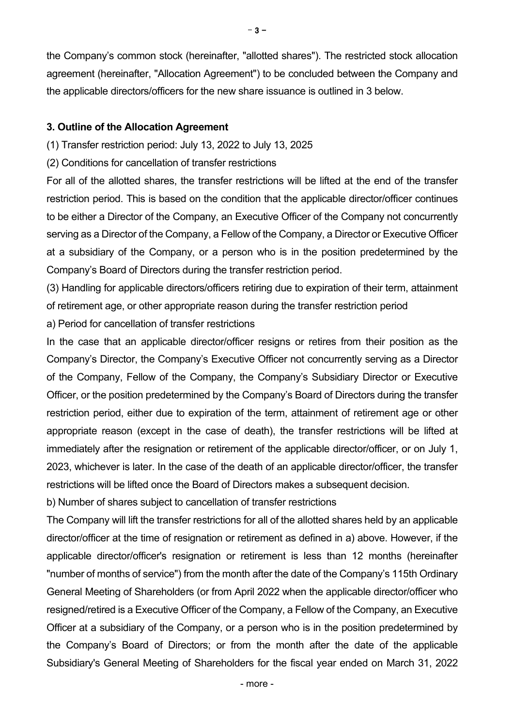the Company's common stock (hereinafter, "allotted shares"). The restricted stock allocation agreement (hereinafter, "Allocation Agreement") to be concluded between the Company and the applicable directors/officers for the new share issuance is outlined in 3 below.

**3. Outline of the Allocation Agreement**

(1) Transfer restriction period: July 13, 2022 to July 13, 2025

(2) Conditions for cancellation of transfer restrictions

For all of the allotted shares, the transfer restrictions will be lifted at the end of the transfer restriction period. This is based on the condition that the applicable director/officer continues to be either a Director of the Company, an Executive Officer of the Company not concurrently serving as a Director of the Company, a Fellow of the Company, a Director or Executive Officer at a subsidiary of the Company, or a person who is in the position predetermined by the Company's Board of Directors during the transfer restriction period.

(3) Handling for applicable directors/officers retiring due to expiration of their term, attainment of retirement age, or other appropriate reason during the transfer restriction period

a) Period for cancellation of transfer restrictions

In the case that an applicable director/officer resigns or retires from their position as the Company's Director, the Company's Executive Officer not concurrently serving as a Director of the Company, Fellow of the Company, the Company's Subsidiary Director or Executive Officer, or the position predetermined by the Company's Board of Directors during the transfer restriction period, either due to expiration of the term, attainment of retirement age or other appropriate reason (except in the case of death), the transfer restrictions will be lifted at immediately after the resignation or retirement of the applicable director/officer, or on July 1, 2023, whichever is later. In the case of the death of an applicable director/officer, the transfer restrictions will be lifted once the Board of Directors makes a subsequent decision.

b) Number of shares subject to cancellation of transfer restrictions

The Company will lift the transfer restrictions for all of the allotted shares held by an applicable director/officer at the time of resignation or retirement as defined in a) above. However, if the applicable director/officer's resignation or retirement is less than 12 months (hereinafter "number of months of service") from the month after the date of the Company's 115th Ordinary General Meeting of Shareholders (or from April 2022 when the applicable director/officer who resigned/retired is a Executive Officer of the Company, a Fellow of the Company, an Executive Officer at a subsidiary of the Company, or a person who is in the position predetermined by the Company's Board of Directors; or from the month after the date of the applicable Subsidiary's General Meeting of Shareholders for the fiscal year ended on March 31, 2022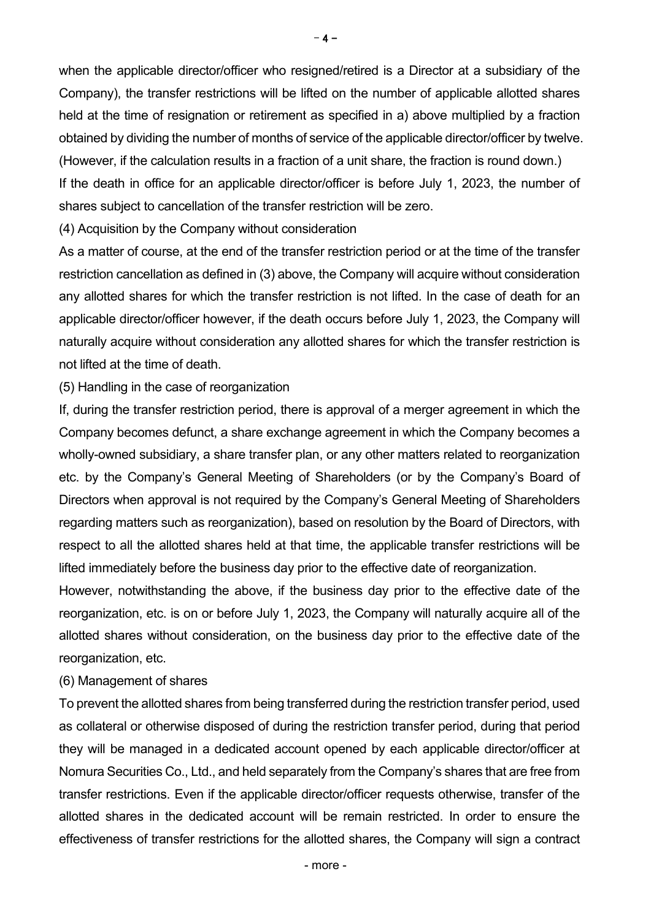when the applicable director/officer who resigned/retired is a Director at a subsidiary of the Company), the transfer restrictions will be lifted on the number of applicable allotted shares held at the time of resignation or retirement as specified in a) above multiplied by a fraction obtained by dividing the number of months of service of the applicable director/officer by twelve. (However, if the calculation results in a fraction of a unit share, the fraction is round down.)

If the death in office for an applicable director/officer is before July 1, 2023, the number of shares subject to cancellation of the transfer restriction will be zero.

(4) Acquisition by the Company without consideration

As a matter of course, at the end of the transfer restriction period or at the time of the transfer restriction cancellation as defined in (3) above, the Company will acquire without consideration any allotted shares for which the transfer restriction is not lifted. In the case of death for an applicable director/officer however, if the death occurs before July 1, 2023, the Company will naturally acquire without consideration any allotted shares for which the transfer restriction is not lifted at the time of death.

(5) Handling in the case of reorganization

If, during the transfer restriction period, there is approval of a merger agreement in which the Company becomes defunct, a share exchange agreement in which the Company becomes a wholly-owned subsidiary, a share transfer plan, or any other matters related to reorganization etc. by the Company's General Meeting of Shareholders (or by the Company's Board of Directors when approval is not required by the Company's General Meeting of Shareholders regarding matters such as reorganization), based on resolution by the Board of Directors, with respect to all the allotted shares held at that time, the applicable transfer restrictions will be lifted immediately before the business day prior to the effective date of reorganization.

However, notwithstanding the above, if the business day prior to the effective date of the reorganization, etc. is on or before July 1, 2023, the Company will naturally acquire all of the allotted shares without consideration, on the business day prior to the effective date of the reorganization, etc.

(6) Management of shares

To prevent the allotted shares from being transferred during the restriction transfer period, used as collateral or otherwise disposed of during the restriction transfer period, during that period they will be managed in a dedicated account opened by each applicable director/officer at Nomura Securities Co., Ltd., and held separately from the Company's shares that are free from transfer restrictions. Even if the applicable director/officer requests otherwise, transfer of the allotted shares in the dedicated account will be remain restricted. In order to ensure the effectiveness of transfer restrictions for the allotted shares, the Company will sign a contract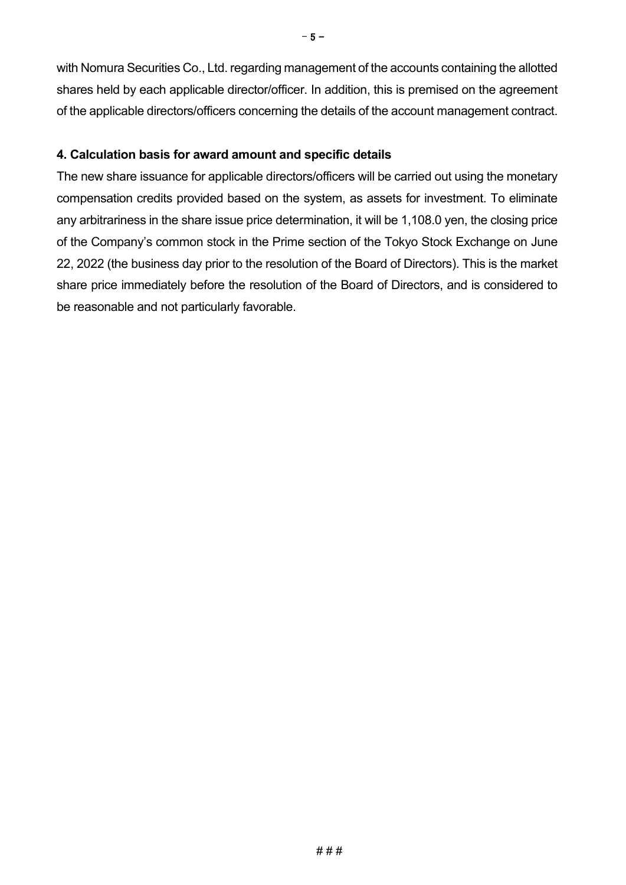with Nomura Securities Co., Ltd. regarding management of the accounts containing the allotted shares held by each applicable director/officer. In addition, this is premised on the agreement of the applicable directors/officers concerning the details of the account management contract.

### 4. Calculation basis for award amount and specific details

The new share issuance for applicable directors/officers will be carried out using the monetary compensation credits provided based on the system, as assets for investment. To eliminate any arbitrariness in the share issue price determination, it will be 1,108.0 yen, the closing price of the Company's common stock in the Prime section of the Tokyo Stock Exchange on June 22, 2022 (the business day prior to the resolution of the Board of Directors). This is the market share price immediately before the resolution of the Board of Directors, and is considered to be reasonable and not particularly favorable.

# # #